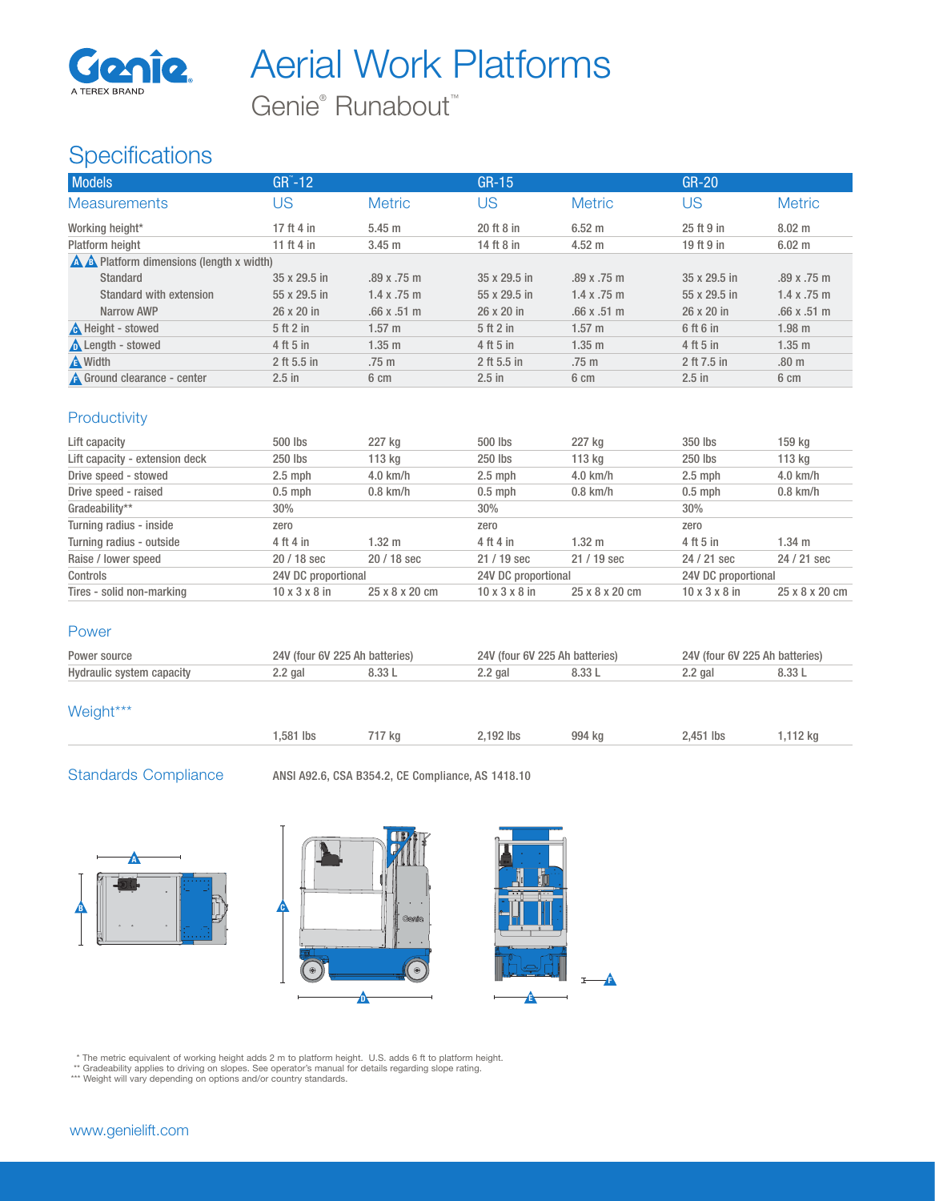# Aerial Work Platforms

Genie® Runabout™

## Specifications

| Models | GR™-12 | | GR-15 | | GR-20 | |
|---|---|---|---|---|---|---|
| **Measurements** | **US** | **Metric** | **US** | **Metric** | **US** | **Metric** |
| Working height* | 17 ft 4 in | 5.45 m | 20 ft 8 in | 6.52 m | 25 ft 9 in | 8.02 m |
| Platform height | 11 ft 4 in | 3.45 m | 14 ft 8 in | 4.52 m | 19 ft 9 in | 6.02 m |
| A B Platform dimensions (length x width) | | | | | | |
| Standard | 35 x 29.5 in | .89 x .75 m | 35 x 29.5 in | .89 x .75 m | 35 x 29.5 in | .89 x .75 m |
| Standard with extension | 55 x 29.5 in | 1.4 x .75 m | 55 x 29.5 in | 1.4 x .75 m | 55 x 29.5 in | 1.4 x .75 m |
| Narrow AWP | 26 x 20 in | .66 x .51 m | 26 x 20 in | .66 x .51 m | 26 x 20 in | .66 x .51 m |
| C Height - stowed | 5 ft 2 in | 1.57 m | 5 ft 2 in | 1.57 m | 6 ft 6 in | 1.98 m |
| D Length - stowed | 4 ft 5 in | 1.35 m | 4 ft 5 in | 1.35 m | 4 ft 5 in | 1.35 m |
| E Width | 2 ft 5.5 in | .75 m | 2 ft 5.5 in | .75 m | 2 ft 7.5 in | .80 m |
| F Ground clearance - center | 2.5 in | 6 cm | 2.5 in | 6 cm | 2.5 in | 6 cm |

### Productivity

| | GR™-12 US | GR™-12 Metric | GR-15 US | GR-15 Metric | GR-20 US | GR-20 Metric |
|---|---|---|---|---|---|---|
| Lift capacity | 500 lbs | 227 kg | 500 lbs | 227 kg | 350 lbs | 159 kg |
| Lift capacity - extension deck | 250 lbs | 113 kg | 250 lbs | 113 kg | 250 lbs | 113 kg |
| Drive speed - stowed | 2.5 mph | 4.0 km/h | 2.5 mph | 4.0 km/h | 2.5 mph | 4.0 km/h |
| Drive speed - raised | 0.5 mph | 0.8 km/h | 0.5 mph | 0.8 km/h | 0.5 mph | 0.8 km/h |
| Gradeability** | 30% | | 30% | | 30% | |
| Turning radius - inside | zero | | zero | | zero | |
| Turning radius - outside | 4 ft 4 in | 1.32 m | 4 ft 4 in | 1.32 m | 4 ft 5 in | 1.34 m |
| Raise / lower speed | 20 / 18 sec | 20 / 18 sec | 21 / 19 sec | 21 / 19 sec | 24 / 21 sec | 24 / 21 sec |
| Controls | 24V DC proportional | | 24V DC proportional | | 24V DC proportional | |
| Tires - solid non-marking | 10 x 3 x 8 in | 25 x 8 x 20 cm | 10 x 3 x 8 in | 25 x 8 x 20 cm | 10 x 3 x 8 in | 25 x 8 x 20 cm |

### Power

| | GR™-12 US | GR™-12 Metric | GR-15 US | GR-15 Metric | GR-20 US | GR-20 Metric |
|---|---|---|---|---|---|---|
| Power source | 24V (four 6V 225 Ah batteries) | | 24V (four 6V 225 Ah batteries) | | 24V (four 6V 225 Ah batteries) | |
| Hydraulic system capacity | 2.2 gal | 8.33 L | 2.2 gal | 8.33 L | 2.2 gal | 8.33 L |

### Weight***

| | GR™-12 US | GR™-12 Metric | GR-15 US | GR-15 Metric | GR-20 US | GR-20 Metric |
|---|---|---|---|---|---|---|
| | 1,581 lbs | 717 kg | 2,192 lbs | 994 kg | 2,451 lbs | 1,112 kg |

### Standards Compliance

ANSI A92.6, CSA B354.2, CE Compliance, AS 1418.10

\* The metric equivalent of working height adds 2 m to platform height. U.S. adds 6 ft to platform height.
\** Gradeability applies to driving on slopes. See operator's manual for details regarding slope rating.
\*** Weight will vary depending on options and/or country standards.

www.genielift.com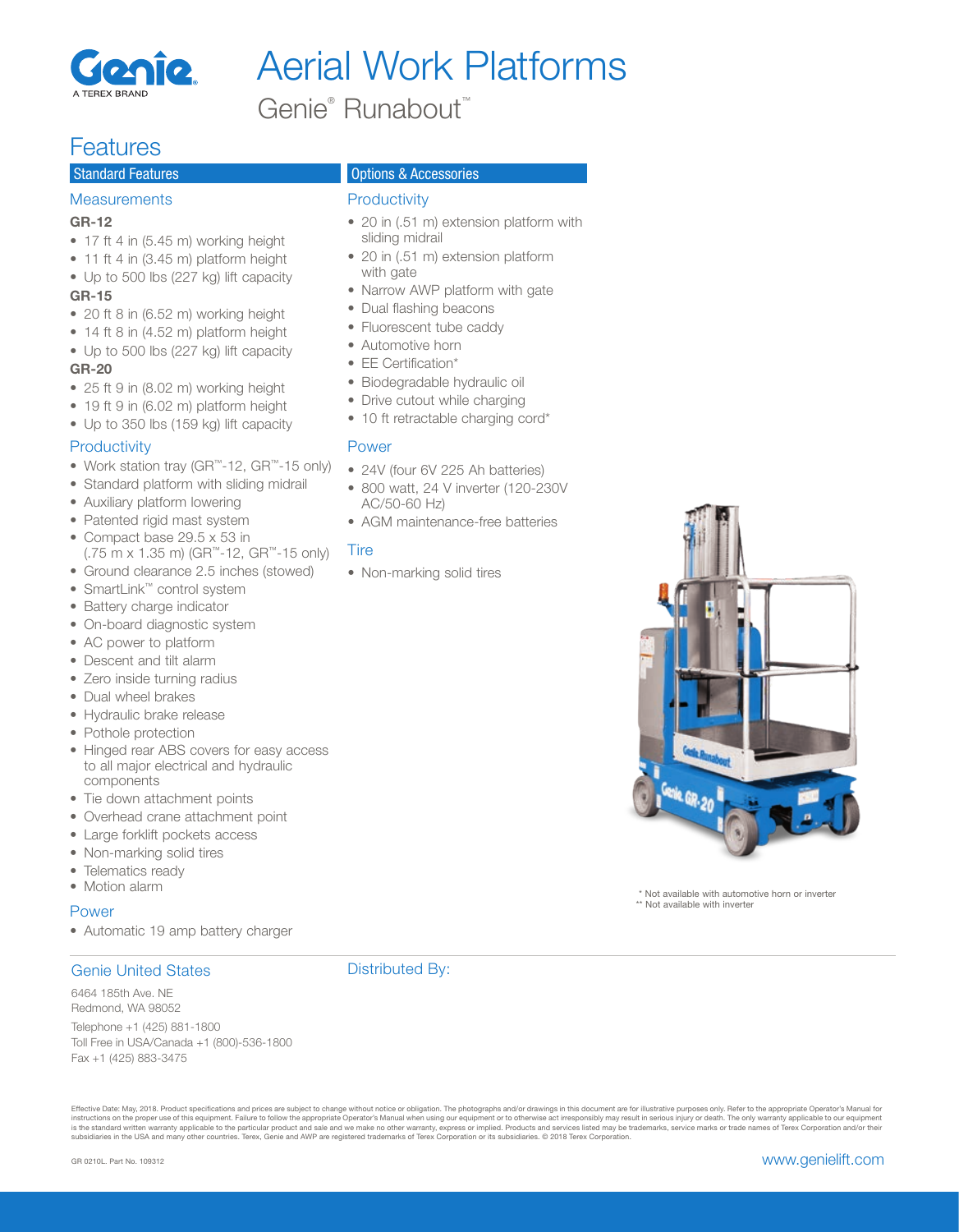# Aerial Work Platforms

Genie® Runabout™

## Features

### Standard Features

#### Measurements

**GR-12**

- 17 ft 4 in (5.45 m) working height
- 11 ft 4 in (3.45 m) platform height
- Up to 500 lbs (227 kg) lift capacity

**GR-15**

- 20 ft 8 in (6.52 m) working height
- 14 ft 8 in (4.52 m) platform height
- Up to 500 lbs (227 kg) lift capacity

**GR-20**

- 25 ft 9 in (8.02 m) working height
- 19 ft 9 in (6.02 m) platform height
- Up to 350 lbs (159 kg) lift capacity

#### Productivity

- Work station tray (GR™-12, GR™-15 only)
- Standard platform with sliding midrail
- Auxiliary platform lowering
- Patented rigid mast system
- Compact base 29.5 x 53 in (.75 m x 1.35 m) (GR™-12, GR™-15 only)
- Ground clearance 2.5 inches (stowed)
- SmartLink™ control system
- Battery charge indicator
- On-board diagnostic system
- AC power to platform
- Descent and tilt alarm
- Zero inside turning radius
- Dual wheel brakes
- Hydraulic brake release
- Pothole protection
- Hinged rear ABS covers for easy access to all major electrical and hydraulic components
- Tie down attachment points
- Overhead crane attachment point
- Large forklift pockets access
- Non-marking solid tires
- Telematics ready
- Motion alarm

#### Power

- Automatic 19 amp battery charger

### Options & Accessories

#### Productivity

- 20 in (.51 m) extension platform with sliding midrail
- 20 in (.51 m) extension platform with gate
- Narrow AWP platform with gate
- Dual flashing beacons
- Fluorescent tube caddy
- Automotive horn
- EE Certification*
- Biodegradable hydraulic oil
- Drive cutout while charging
- 10 ft retractable charging cord*

#### Power

- 24V (four 6V 225 Ah batteries)
- 800 watt, 24 V inverter (120-230V AC/50-60 Hz)
- AGM maintenance-free batteries

#### Tire

- Non-marking solid tires

\* Not available with automotive horn or inverter
** Not available with inverter

### Genie United States

6464 185th Ave. NE
Redmond, WA 98052

Telephone +1 (425) 881-1800
Toll Free in USA/Canada +1 (800)-536-1800
Fax +1 (425) 883-3475

Distributed By:

Effective Date: May, 2018. Product specifications and prices are subject to change without notice or obligation. The photographs and/or drawings in this document are for illustrative purposes only. Refer to the appropriate Operator's Manual for instructions on the proper use of this equipment. Failure to follow the appropriate Operator's Manual when using our equipment or to otherwise act irresponsibly may result in serious injury or death. The only warranty applicable to our equipment is the standard written warranty applicable to the particular product and sale and we make no other warranty, express or implied. Products and services listed may be trademarks, service marks or trade names of Terex Corporation and/or their subsidiaries in the USA and many other countries. Terex, Genie and AWP are registered trademarks of Terex Corporation or its subsidiaries. © 2018 Terex Corporation.

GR 0210L. Part No. 109312

www.genielift.com